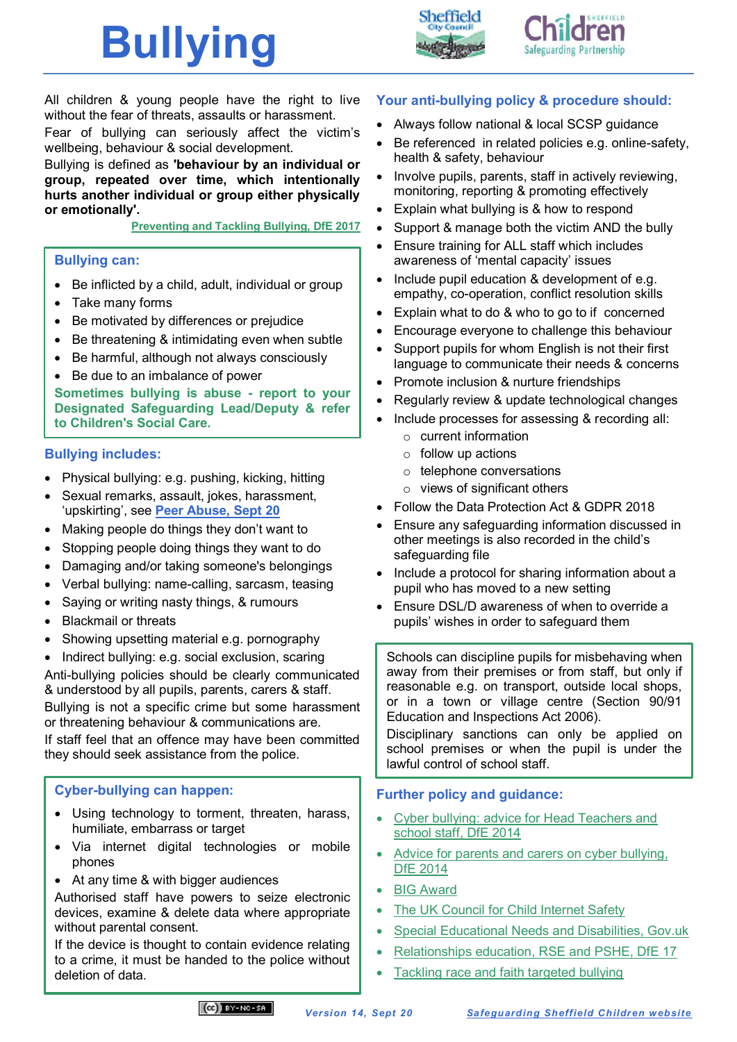# Bullying

All children & young people have the right to live without the fear of threats, assaults or harassment.

Fear of bullying can seriously affect the victim's wellbeing, behaviour & social development.

Bullying is defined as **'behaviour by an individual or group, repeated over time, which intentionally hurts another individual or group either physically or emotionally'.**

Preventing and Tackling Bullying, DfE 2017

## Bullying can:

- Be inflicted by a child, adult, individual or group
- Take many forms
- Be motivated by differences or prejudice
- Be threatening & intimidating even when subtle
- Be harmful, although not always consciously
- Be due to an imbalance of power

**Sometimes bullying is abuse - report to your Designated Safeguarding Lead/Deputy & refer to Children's Social Care.**

## Bullying includes:

- Physical bullying: e.g. pushing, kicking, hitting
- Sexual remarks, assault, jokes, harassment, 'upskirting', see Peer Abuse, Sept 20
- Making people do things they don't want to
- Stopping people doing things they want to do
- Damaging and/or taking someone's belongings
- Verbal bullying: name-calling, sarcasm, teasing
- Saying or writing nasty things, & rumours
- Blackmail or threats
- Showing upsetting material e.g. pornography
- Indirect bullying: e.g. social exclusion, scaring

Anti-bullying policies should be clearly communicated & understood by all pupils, parents, carers & staff.

Bullying is not a specific crime but some harassment or threatening behaviour & communications are.

If staff feel that an offence may have been committed they should seek assistance from the police.

## Cyber-bullying can happen:

- Using technology to torment, threaten, harass, humiliate, embarrass or target
- Via internet digital technologies or mobile phones
- At any time & with bigger audiences

Authorised staff have powers to seize electronic devices, examine & delete data where appropriate without parental consent.

If the device is thought to contain evidence relating to a crime, it must be handed to the police without deletion of data.

## Your anti-bullying policy & procedure should:

- Always follow national & local SCSP guidance
- Be referenced in related policies e.g. online-safety, health & safety, behaviour
- Involve pupils, parents, staff in actively reviewing, monitoring, reporting & promoting effectively
- Explain what bullying is & how to respond
- Support & manage both the victim AND the bully
- Ensure training for ALL staff which includes awareness of 'mental capacity' issues
- Include pupil education & development of e.g. empathy, co-operation, conflict resolution skills
- Explain what to do & who to go to if concerned
- Encourage everyone to challenge this behaviour
- Support pupils for whom English is not their first language to communicate their needs & concerns
- Promote inclusion & nurture friendships
- Regularly review & update technological changes
- Include processes for assessing & recording all:
  - current information
  - follow up actions
  - telephone conversations
  - views of significant others
- Follow the Data Protection Act & GDPR 2018
- Ensure any safeguarding information discussed in other meetings is also recorded in the child's safeguarding file
- Include a protocol for sharing information about a pupil who has moved to a new setting
- Ensure DSL/D awareness of when to override a pupils' wishes in order to safeguard them

Schools can discipline pupils for misbehaving when away from their premises or from staff, but only if reasonable e.g. on transport, outside local shops, or in a town or village centre (Section 90/91 Education and Inspections Act 2006).

Disciplinary sanctions can only be applied on school premises or when the pupil is under the lawful control of school staff.

## Further policy and guidance:

- Cyber bullying: advice for Head Teachers and school staff, DfE 2014
- Advice for parents and carers on cyber bullying, DfE 2014
- BIG Award
- The UK Council for Child Internet Safety
- Special Educational Needs and Disabilities, Gov.uk
- Relationships education, RSE and PSHE, DfE 17
- Tackling race and faith targeted bullying

Version 14, Sept 20

Safeguarding Sheffield Children website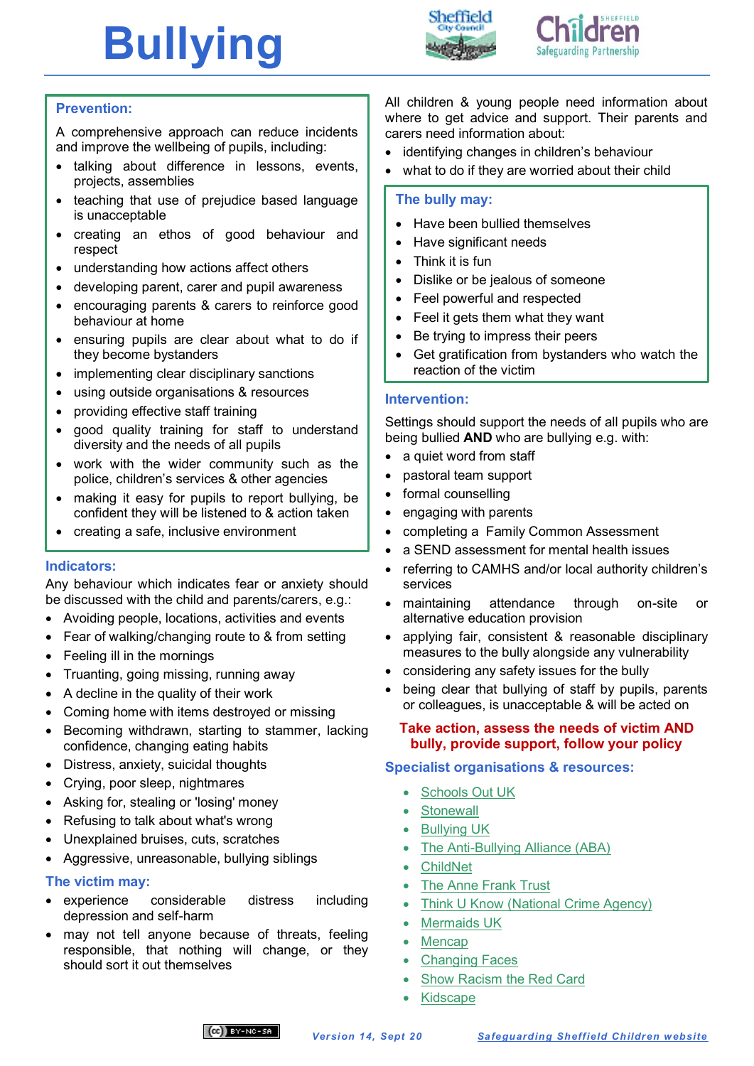# Bullying

## Prevention:

A comprehensive approach can reduce incidents and improve the wellbeing of pupils, including:

- talking about difference in lessons, events, projects, assemblies
- teaching that use of prejudice based language is unacceptable
- creating an ethos of good behaviour and respect
- understanding how actions affect others
- developing parent, carer and pupil awareness
- encouraging parents & carers to reinforce good behaviour at home
- ensuring pupils are clear about what to do if they become bystanders
- implementing clear disciplinary sanctions
- using outside organisations & resources
- providing effective staff training
- good quality training for staff to understand diversity and the needs of all pupils
- work with the wider community such as the police, children's services & other agencies
- making it easy for pupils to report bullying, be confident they will be listened to & action taken
- creating a safe, inclusive environment

## Indicators:

Any behaviour which indicates fear or anxiety should be discussed with the child and parents/carers, e.g.:

- Avoiding people, locations, activities and events
- Fear of walking/changing route to & from setting
- Feeling ill in the mornings
- Truanting, going missing, running away
- A decline in the quality of their work
- Coming home with items destroyed or missing
- Becoming withdrawn, starting to stammer, lacking confidence, changing eating habits
- Distress, anxiety, suicidal thoughts
- Crying, poor sleep, nightmares
- Asking for, stealing or 'losing' money
- Refusing to talk about what's wrong
- Unexplained bruises, cuts, scratches
- Aggressive, unreasonable, bullying siblings

## The victim may:

- experience considerable distress including depression and self-harm
- may not tell anyone because of threats, feeling responsible, that nothing will change, or they should sort it out themselves

All children & young people need information about where to get advice and support. Their parents and carers need information about:

- identifying changes in children's behaviour
- what to do if they are worried about their child

## The bully may:

- Have been bullied themselves
- Have significant needs
- Think it is fun
- Dislike or be jealous of someone
- Feel powerful and respected
- Feel it gets them what they want
- Be trying to impress their peers
- Get gratification from bystanders who watch the reaction of the victim

## Intervention:

Settings should support the needs of all pupils who are being bullied **AND** who are bullying e.g. with:

- a quiet word from staff
- pastoral team support
- formal counselling
- engaging with parents
- completing a Family Common Assessment
- a SEND assessment for mental health issues
- referring to CAMHS and/or local authority children's services
- maintaining attendance through on-site or alternative education provision
- applying fair, consistent & reasonable disciplinary measures to the bully alongside any vulnerability
- considering any safety issues for the bully
- being clear that bullying of staff by pupils, parents or colleagues, is unacceptable & will be acted on

**Take action, assess the needs of victim AND bully, provide support, follow your policy**

## Specialist organisations & resources:

- Schools Out UK
- Stonewall
- Bullying UK
- The Anti-Bullying Alliance (ABA)
- ChildNet
- The Anne Frank Trust
- Think U Know (National Crime Agency)
- Mermaids UK
- Mencap
- Changing Faces
- Show Racism the Red Card
- Kidscape

Version 14, Sept 20

Safeguarding Sheffield Children website